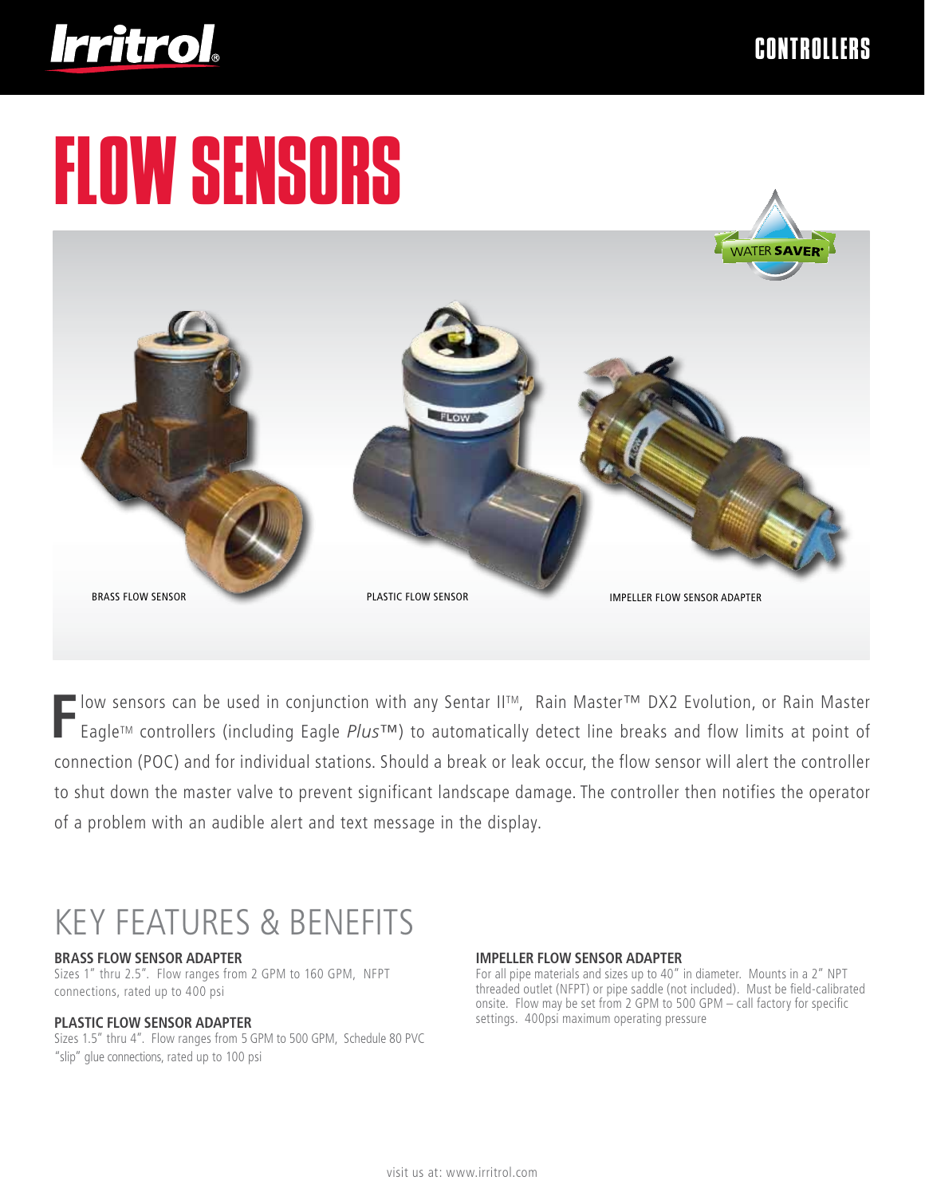Irritrol

CONTROLLERS

# FLOW SENSORS

WATER SAVER

BRASS FLOW SENSOR

PLASTIC FLOW SENSOR

IMPELLER FLOW SENSOR ADAPTER

Flow sensors can be used in conjunction with any Sentar II™, Rain Master™ DX2 Evolution, or Rain Master Eagle™ controllers (including Eagle *Plus*™) to automatically detect line breaks and flow limits at point of connection (POC) and for individual stations. Should a break or leak occur, the flow sensor will alert the controller to shut down the master valve to prevent significant landscape damage. The controller then notifies the operator of a problem with an audible alert and text message in the display.

## KEY FEATURES & BENEFITS

**BRASS FLOW SENSOR ADAPTER**
Sizes 1" thru 2.5". Flow ranges from 2 GPM to 160 GPM, NFPT connections, rated up to 400 psi

**PLASTIC FLOW SENSOR ADAPTER**
Sizes 1.5" thru 4". Flow ranges from 5 GPM to 500 GPM, Schedule 80 PVC "slip" glue connections, rated up to 100 psi

**IMPELLER FLOW SENSOR ADAPTER**
For all pipe materials and sizes up to 40" in diameter. Mounts in a 2" NPT threaded outlet (NFPT) or pipe saddle (not included). Must be field-calibrated onsite. Flow may be set from 2 GPM to 500 GPM – call factory for specific settings. 400psi maximum operating pressure

visit us at: www.irritrol.com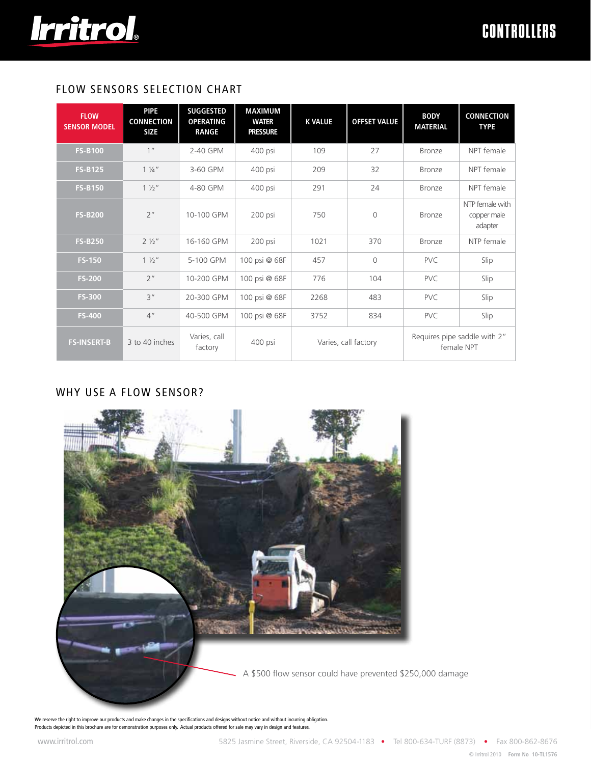## FLOW SENSORS SELECTION CHART

| FLOW SENSOR MODEL | PIPE CONNECTION SIZE | SUGGESTED OPERATING RANGE | MAXIMUM WATER PRESSURE | K VALUE | OFFSET VALUE | BODY MATERIAL | CONNECTION TYPE |
|---|---|---|---|---|---|---|---|
| **FS-B100** | 1" | 2-40 GPM | 400 psi | 109 | 27 | Bronze | NPT female |
| **FS-B125** | 1 ¼" | 3-60 GPM | 400 psi | 209 | 32 | Bronze | NPT female |
| **FS-B150** | 1 ½" | 4-80 GPM | 400 psi | 291 | 24 | Bronze | NPT female |
| **FS-B200** | 2" | 10-100 GPM | 200 psi | 750 | 0 | Bronze | NTP female with copper male adapter |
| **FS-B250** | 2 ½" | 16-160 GPM | 200 psi | 1021 | 370 | Bronze | NTP female |
| **FS-150** | 1 ½" | 5-100 GPM | 100 psi @ 68F | 457 | 0 | PVC | Slip |
| **FS-200** | 2" | 10-200 GPM | 100 psi @ 68F | 776 | 104 | PVC | Slip |
| **FS-300** | 3" | 20-300 GPM | 100 psi @ 68F | 2268 | 483 | PVC | Slip |
| **FS-400** | 4" | 40-500 GPM | 100 psi @ 68F | 3752 | 834 | PVC | Slip |
| **FS-INSERT-B** | 3 to 40 inches | Varies, call factory | 400 psi | Varies, call factory | | Requires pipe saddle with 2" female NPT | |

## WHY USE A FLOW SENSOR?

A $500 flow sensor could have prevented $250,000 damage

We reserve the right to improve our products and make changes in the specifications and designs without notice and without incurring obligation. Products depicted in this brochure are for demonstration purposes only. Actual products offered for sale may vary in design and features.

www.irritrol.com 5825 Jasmine Street, Riverside, CA 92504-1183 • Tel 800-634-TURF (8873) • Fax 800-862-8676

© Irritrol 2010 Form No 10-TL1576